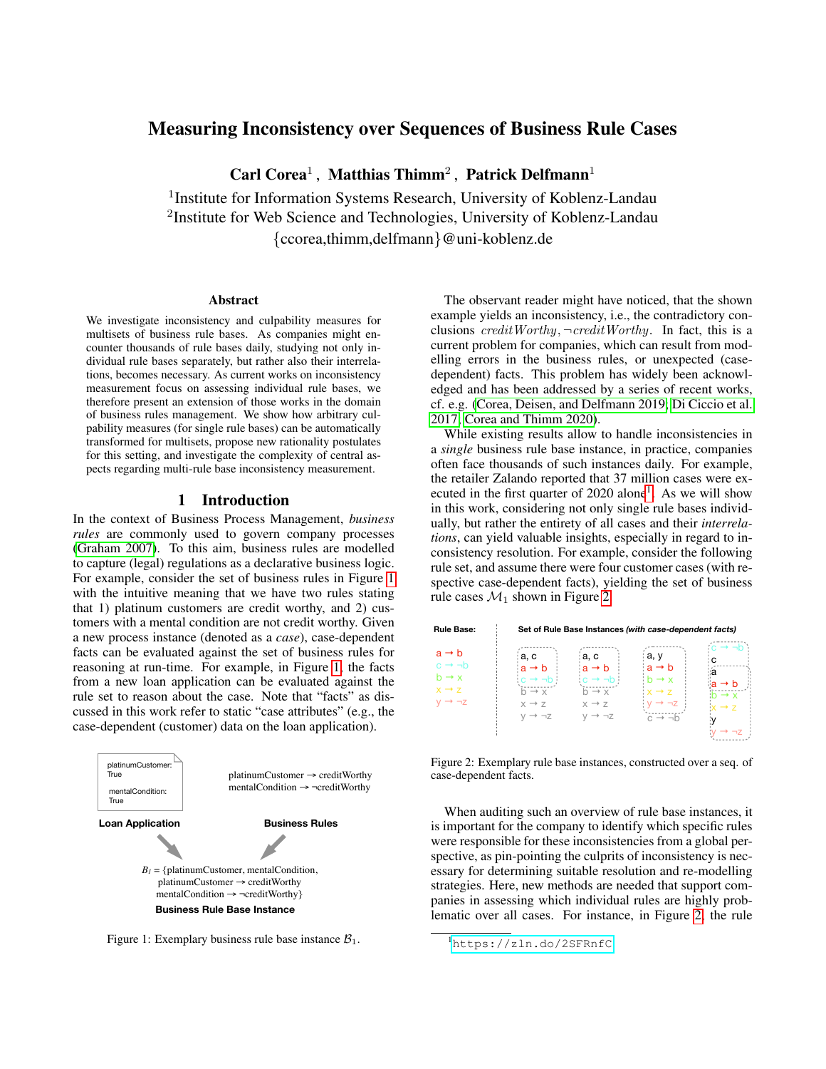# Measuring Inconsistency over Sequences of Business Rule Cases

**Carl Corea**[1], **Matthias Thimm**[2], **Patrick Delfmann**[1]

[1]Institute for Information Systems Research, University of Koblenz-Landau
[2]Institute for Web Science and Technologies, University of Koblenz-Landau
{ccorea,thimm,delfmann}@uni-koblenz.de

## Abstract

We investigate inconsistency and culpability measures for multisets of business rule bases. As companies might encounter thousands of rule bases daily, studying not only individual rule bases separately, but rather also their interrelations, becomes necessary. As current works on inconsistency measurement focus on assessing individual rule bases, we therefore present an extension of those works in the domain of business rules management. We show how arbitrary culpability measures (for single rule bases) can be automatically transformed for multisets, propose new rationality postulates for this setting, and investigate the complexity of central aspects regarding multi-rule base inconsistency measurement.

## 1 Introduction

In the context of Business Process Management, *business rules* are commonly used to govern company processes (Graham 2007). To this aim, business rules are modelled to capture (legal) regulations as a declarative business logic. For example, consider the set of business rules in Figure 1 with the intuitive meaning that we have two rules stating that 1) platinum customers are credit worthy, and 2) customers with a mental condition are not credit worthy. Given a new process instance (denoted as a *case*), case-dependent facts can be evaluated against the set of business rules for reasoning at run-time. For example, in Figure 1, the facts from a new loan application can be evaluated against the rule set to reason about the case. Note that "facts" as discussed in this work refer to static "case attributes" (e.g., the case-dependent (customer) data on the loan application).

platinumCustomer: True
mentalCondition: True

**Loan Application**

platinumCustomer → creditWorthy
mentalCondition → ¬creditWorthy

**Business Rules**

$B_I$ = {platinumCustomer, mentalCondition, platinumCustomer → creditWorthy, mentalCondition → ¬creditWorthy}

**Business Rule Base Instance**

Figure 1: Exemplary business rule base instance $\mathcal{B}_1$.

The observant reader might have noticed, that the shown example yields an inconsistency, i.e., the contradictory conclusions $creditWorthy, \neg creditWorthy$. In fact, this is a current problem for companies, which can result from modelling errors in the business rules, or unexpected (case-dependent) facts. This problem has widely been acknowledged and has been addressed by a series of recent works, cf. e.g. (Corea, Deisen, and Delfmann 2019; Di Ciccio et al. 2017; Corea and Thimm 2020).

While existing results allow to handle inconsistencies in a *single* business rule base instance, in practice, companies often face thousands of such instances daily. For example, the retailer Zalando reported that 37 million cases were executed in the first quarter of 2020 alone[1]. As we will show in this work, considering not only single rule bases individually, but rather the entirety of all cases and their *interrelations*, can yield valuable insights, especially in regard to inconsistency resolution. For example, consider the following rule set, and assume there were four customer cases (with respective case-dependent facts), yielding the set of business rule cases $\mathcal{M}_1$ shown in Figure 2.

**Rule Base:**

a → b
c → ¬b
b → x
x → z
y → ¬z

**Set of Rule Base Instances** *(with case-dependent facts)*

| Instance 1 | Instance 2 | Instance 3 | Instance 4 |
|---|---|---|---|
| a, c | a, c | a, y | c → ¬b |
| a → b | a → b | a → b | c |
| c → ¬b | c → ¬b | b → x | a |
| b → x | b → x | x → z | a → b |
| x → z | x → z | y → ¬z | b → x |
| y → ¬z | y → ¬z | c → ¬b | x → z |
| | | | y |
| | | | y → ¬z |

Figure 2: Exemplary rule base instances, constructed over a seq. of case-dependent facts.

When auditing such an overview of rule base instances, it is important for the company to identify which specific rules were responsible for these inconsistencies from a global perspective, as pin-pointing the culprits of inconsistency is necessary for determining suitable resolution and re-modelling strategies. Here, new methods are needed that support companies in assessing which individual rules are highly problematic over all cases. For instance, in Figure 2, the rule

[1] https://zln.do/2SFRnfC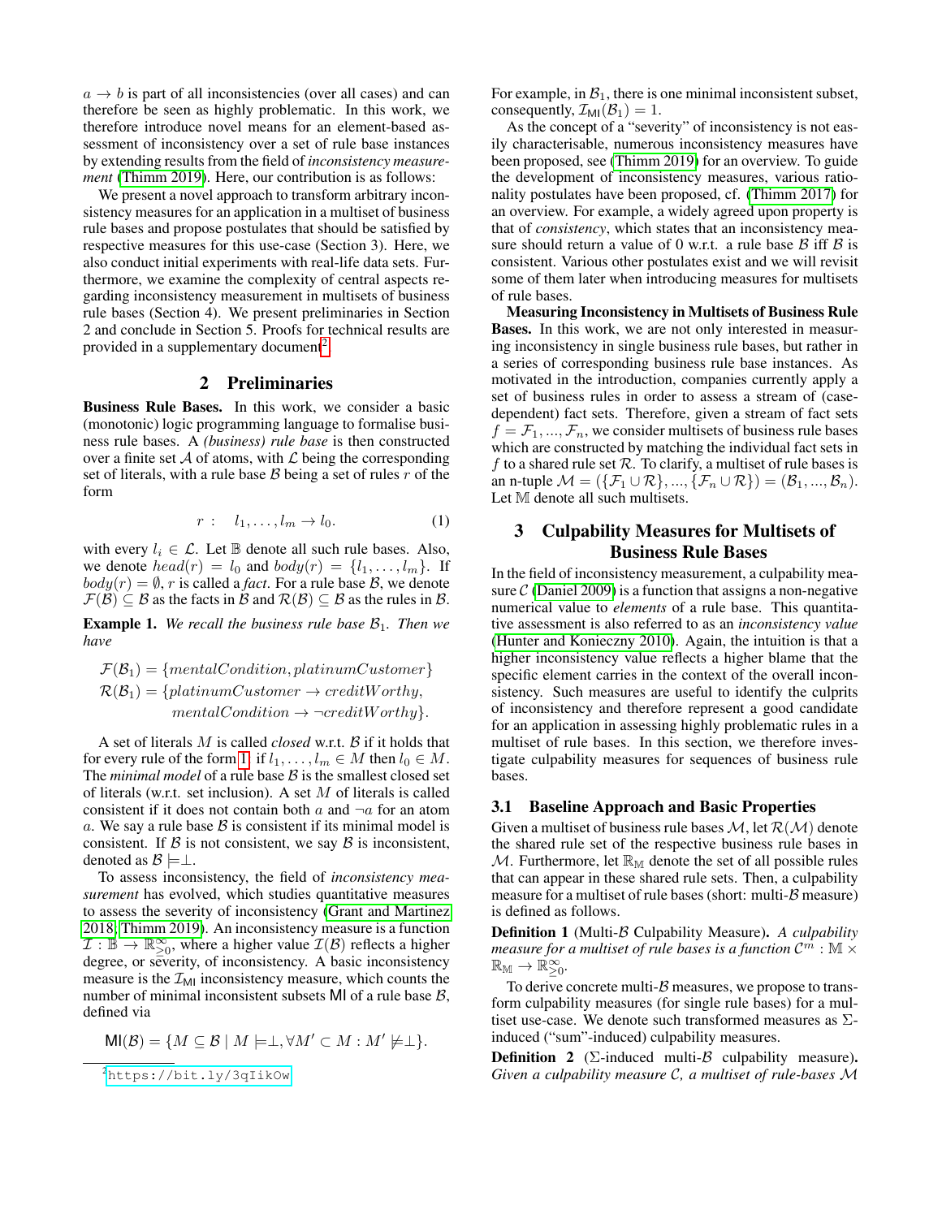$a \rightarrow b$ is part of all inconsistencies (over all cases) and can therefore be seen as highly problematic. In this work, we therefore introduce novel means for an element-based assessment of inconsistency over a set of rule base instances by extending results from the field of *inconsistency measurement* (Thimm 2019). Here, our contribution is as follows:

We present a novel approach to transform arbitrary inconsistency measures for an application in a multiset of business rule bases and propose postulates that should be satisfied by respective measures for this use-case (Section 3). Here, we also conduct initial experiments with real-life data sets. Furthermore, we examine the complexity of central aspects regarding inconsistency measurement in multisets of business rule bases (Section 4). We present preliminaries in Section 2 and conclude in Section 5. Proofs for technical results are provided in a supplementary document[2].

## 2 Preliminaries

**Business Rule Bases.** In this work, we consider a basic (monotonic) logic programming language to formalise business rule bases. A *(business) rule base* is then constructed over a finite set $\mathcal{A}$ of atoms, with $\mathcal{L}$ being the corresponding set of literals, with a rule base $\mathcal{B}$ being a set of rules $r$ of the form

$$r: \quad l_1, \ldots, l_m \rightarrow l_0. \tag{1}$$

with every $l_i \in \mathcal{L}$. Let $\mathbb{B}$ denote all such rule bases. Also, we denote $head(r) = l_0$ and $body(r) = \{l_1, \ldots, l_m\}$. If $body(r) = \emptyset$, $r$ is called a *fact*. For a rule base $\mathcal{B}$, we denote $\mathcal{F}(\mathcal{B}) \subseteq \mathcal{B}$ as the facts in $\mathcal{B}$ and $\mathcal{R}(\mathcal{B}) \subseteq \mathcal{B}$ as the rules in $\mathcal{B}$.

**Example 1.** *We recall the business rule base $\mathcal{B}_1$. Then we have*

$$\mathcal{F}(\mathcal{B}_1) = \{mentalCondition, platinumCustomer\}$$
$$\mathcal{R}(\mathcal{B}_1) = \{platinumCustomer \rightarrow creditWorthy,$$
$$mentalCondition \rightarrow \neg creditWorthy\}.$$

A set of literals $M$ is called *closed* w.r.t. $\mathcal{B}$ if it holds that for every rule of the form 1, if $l_1, \ldots, l_m \in M$ then $l_0 \in M$. The *minimal model* of a rule base $\mathcal{B}$ is the smallest closed set of literals (w.r.t. set inclusion). A set $M$ of literals is called consistent if it does not contain both $a$ and $\neg a$ for an atom $a$. We say a rule base $\mathcal{B}$ is consistent if its minimal model is consistent. If $\mathcal{B}$ is not consistent, we say $\mathcal{B}$ is inconsistent, denoted as $\mathcal{B} \models \perp$.

To assess inconsistency, the field of *inconsistency measurement* has evolved, which studies quantitative measures to assess the severity of inconsistency (Grant and Martinez 2018; Thimm 2019). An inconsistency measure is a function $\mathcal{I} : \mathbb{B} \rightarrow \mathbb{R}^{\infty}_{\geq 0}$, where a higher value $\mathcal{I}(\mathcal{B})$ reflects a higher degree, or severity, of inconsistency. A basic inconsistency measure is the $\mathcal{I}_{\mathsf{MI}}$ inconsistency measure, which counts the number of minimal inconsistent subsets $\mathsf{MI}$ of a rule base $\mathcal{B}$, defined via

$$\mathsf{MI}(\mathcal{B}) = \{M \subseteq \mathcal{B} \mid M \models \perp, \forall M' \subset M : M' \not\models \perp\}.$$

For example, in $\mathcal{B}_1$, there is one minimal inconsistent subset, consequently, $\mathcal{I}_{\mathsf{MI}}(\mathcal{B}_1) = 1$.

As the concept of a "severity" of inconsistency is not easily characterisable, numerous inconsistency measures have been proposed, see (Thimm 2019) for an overview. To guide the development of inconsistency measures, various rationality postulates have been proposed, cf. (Thimm 2017) for an overview. For example, a widely agreed upon property is that of *consistency*, which states that an inconsistency measure should return a value of 0 w.r.t. a rule base $\mathcal{B}$ iff $\mathcal{B}$ is consistent. Various other postulates exist and we will revisit some of them later when introducing measures for multisets of rule bases.

**Measuring Inconsistency in Multisets of Business Rule Bases.** In this work, we are not only interested in measuring inconsistency in single business rule bases, but rather in a series of corresponding business rule base instances. As motivated in the introduction, companies currently apply a set of business rules in order to assess a stream of (case-dependent) fact sets. Therefore, given a stream of fact sets $f = \mathcal{F}_1, ..., \mathcal{F}_n$, we consider multisets of business rule bases which are constructed by matching the individual fact sets in $f$ to a shared rule set $\mathcal{R}$. To clarify, a multiset of rule bases is an n-tuple $\mathcal{M} = (\{\mathcal{F}_1 \cup \mathcal{R}\}, ..., \{\mathcal{F}_n \cup \mathcal{R}\}) = (\mathcal{B}_1, ..., \mathcal{B}_n)$. Let $\mathbb{M}$ denote all such multisets.

## 3 Culpability Measures for Multisets of Business Rule Bases

In the field of inconsistency measurement, a culpability measure $\mathcal{C}$ (Daniel 2009) is a function that assigns a non-negative numerical value to *elements* of a rule base. This quantitative assessment is also referred to as an *inconsistency value* (Hunter and Konieczny 2010). Again, the intuition is that a higher inconsistency value reflects a higher blame that the specific element carries in the context of the overall inconsistency. Such measures are useful to identify the culprits of inconsistency and therefore represent a good candidate for an application in assessing highly problematic rules in a multiset of rule bases. In this section, we therefore investigate culpability measures for sequences of business rule bases.

### 3.1 Baseline Approach and Basic Properties

Given a multiset of business rule bases $\mathcal{M}$, let $\mathcal{R}(\mathcal{M})$ denote the shared rule set of the respective business rule bases in $\mathcal{M}$. Furthermore, let $\mathbb{R}_{\mathbb{M}}$ denote the set of all possible rules that can appear in these shared rule sets. Then, a culpability measure for a multiset of rule bases (short: multi-$\mathcal{B}$ measure) is defined as follows.

**Definition 1** (Multi-$\mathcal{B}$ Culpability Measure). *A culpability measure for a multiset of rule bases is a function $\mathcal{C}^m : \mathbb{M} \times \mathbb{R}_{\mathbb{M}} \rightarrow \mathbb{R}^{\infty}_{\geq 0}$.*

To derive concrete multi-$\mathcal{B}$ measures, we propose to transform culpability measures (for single rule bases) for a multiset use-case. We denote such transformed measures as $\Sigma$-induced ("sum"-induced) culpability measures.

**Definition 2** ($\Sigma$-induced multi-$\mathcal{B}$ culpability measure). *Given a culpability measure $\mathcal{C}$, a multiset of rule-bases $\mathcal{M}$*

[2] https://bit.ly/3qIikOw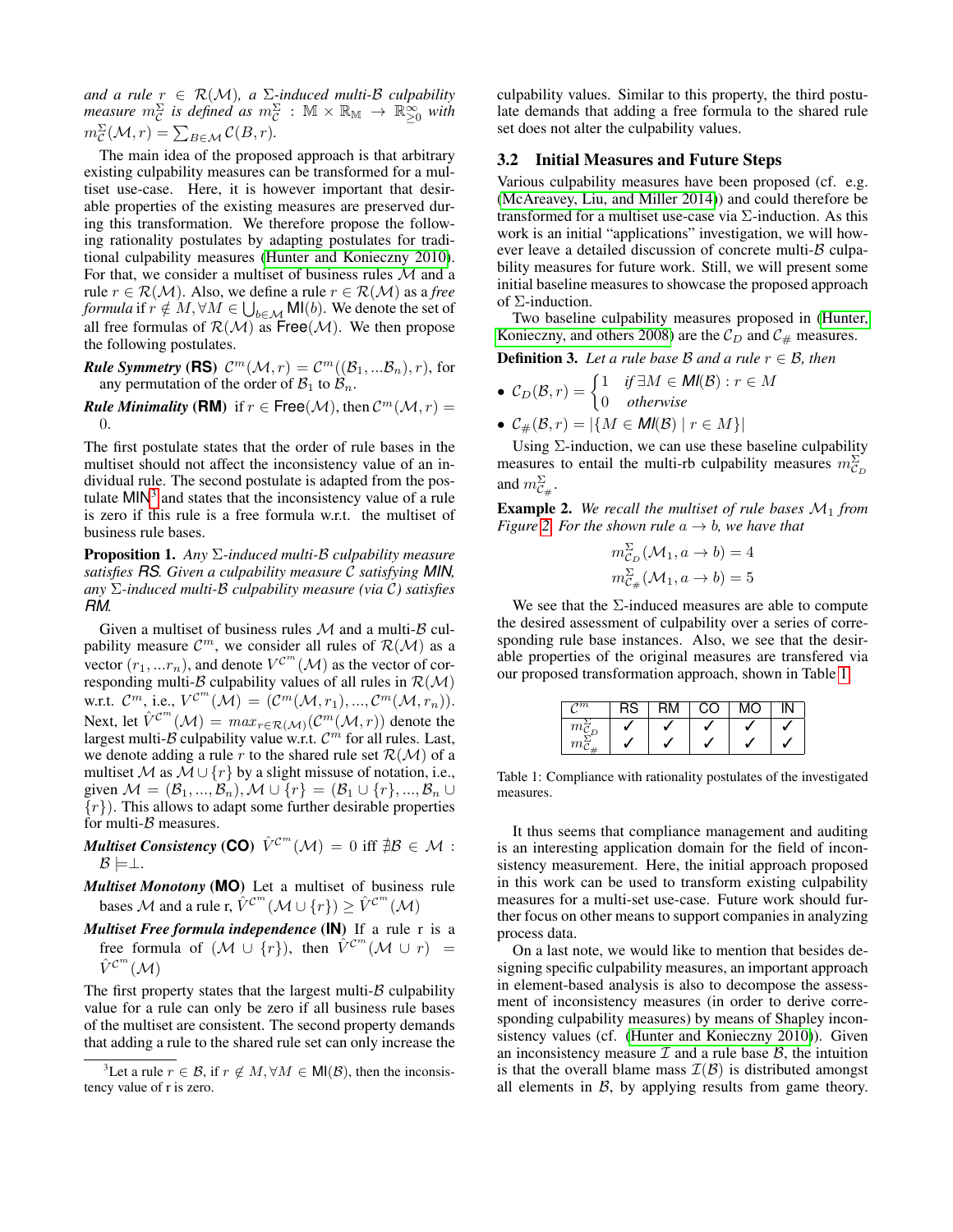*and a rule $r \in \mathcal{R}(\mathcal{M})$, a $\Sigma$-induced multi-$\mathcal{B}$ culpability measure $m^{\Sigma}_{\mathcal{C}}$ is defined as $m^{\Sigma}_{\mathcal{C}} : \mathbb{M} \times \mathbb{R}_{\mathbb{M}} \to \mathbb{R}^{\infty}_{\geq 0}$ with $m^{\Sigma}_{\mathcal{C}}(\mathcal{M}, r) = \sum_{B \in \mathcal{M}} \mathcal{C}(B, r)$.*

The main idea of the proposed approach is that arbitrary existing culpability measures can be transformed for a multiset use-case. Here, it is however important that desirable properties of the existing measures are preserved during this transformation. We therefore propose the following rationality postulates by adapting postulates for traditional culpability measures (Hunter and Konieczny 2010). For that, we consider a multiset of business rules $\mathcal{M}$ and a rule $r \in \mathcal{R}(\mathcal{M})$. Also, we define a rule $r \in \mathcal{R}(\mathcal{M})$ as a *free formula* if $r \notin M, \forall M \in \bigcup_{b \in \mathcal{M}} \mathsf{MI}(b)$. We denote the set of all free formulas of $\mathcal{R}(\mathcal{M})$ as $\mathsf{Free}(\mathcal{M})$. We then propose the following postulates.

***Rule Symmetry* (RS)** $\mathcal{C}^m(\mathcal{M}, r) = \mathcal{C}^m((\mathcal{B}_1, ...\mathcal{B}_n), r)$, for any permutation of the order of $\mathcal{B}_1$ to $\mathcal{B}_n$.

***Rule Minimality* (RM)** if $r \in \mathsf{Free}(\mathcal{M})$, then $\mathcal{C}^m(\mathcal{M}, r) = 0$.

The first postulate states that the order of rule bases in the multiset should not affect the inconsistency value of an individual rule. The second postulate is adapted from the postulate MIN[3] and states that the inconsistency value of a rule is zero if this rule is a free formula w.r.t. the multiset of business rule bases.

**Proposition 1.** *Any $\Sigma$-induced multi-$\mathcal{B}$ culpability measure satisfies RS. Given a culpability measure $\mathcal{C}$ satisfying MIN, any $\Sigma$-induced multi-$\mathcal{B}$ culpability measure (via $\mathcal{C}$) satisfies RM.*

Given a multiset of business rules $\mathcal{M}$ and a multi-$\mathcal{B}$ culpability measure $\mathcal{C}^m$, we consider all rules of $\mathcal{R}(\mathcal{M})$ as a vector $(r_1, ...r_n)$, and denote $V^{\mathcal{C}^m}(\mathcal{M})$ as the vector of corresponding multi-$\mathcal{B}$ culpability values of all rules in $\mathcal{R}(\mathcal{M})$ w.r.t. $\mathcal{C}^m$, i.e., $V^{\mathcal{C}^m}(\mathcal{M}) = (\mathcal{C}^m(\mathcal{M}, r_1), ..., \mathcal{C}^m(\mathcal{M}, r_n))$. Next, let $\hat{V}^{\mathcal{C}^m}(\mathcal{M}) = max_{r \in \mathcal{R}(\mathcal{M})}(\mathcal{C}^m(\mathcal{M}, r))$ denote the largest multi-$\mathcal{B}$ culpability value w.r.t. $\mathcal{C}^m$ for all rules. Last, we denote adding a rule $r$ to the shared rule set $\mathcal{R}(\mathcal{M})$ of a multiset $\mathcal{M}$ as $\mathcal{M} \cup \{r\}$ by a slight missuse of notation, i.e., given $\mathcal{M} = (\mathcal{B}_1, ..., \mathcal{B}_n), \mathcal{M} \cup \{r\} = (\mathcal{B}_1 \cup \{r\}, ..., \mathcal{B}_n \cup \{r\})$. This allows to adapt some further desirable properties for multi-$\mathcal{B}$ measures.

***Multiset Consistency* (CO)** $\hat{V}^{\mathcal{C}^m}(\mathcal{M}) = 0$ iff $\nexists \mathcal{B} \in \mathcal{M} : \mathcal{B} \models \perp$.

***Multiset Monotony* (MO)** Let a multiset of business rule bases $\mathcal{M}$ and a rule r, $\hat{V}^{\mathcal{C}^m}(\mathcal{M} \cup \{r\}) \geq \hat{V}^{\mathcal{C}^m}(\mathcal{M})$

***Multiset Free formula independence* (IN)** If a rule r is a free formula of $(\mathcal{M} \cup \{r\})$, then $\hat{V}^{\mathcal{C}^m}(\mathcal{M} \cup r) = \hat{V}^{\mathcal{C}^m}(\mathcal{M})$

The first property states that the largest multi-$\mathcal{B}$ culpability value for a rule can only be zero if all business rule bases of the multiset are consistent. The second property demands that adding a rule to the shared rule set can only increase the culpability values. Similar to this property, the third postulate demands that adding a free formula to the shared rule set does not alter the culpability values.

### 3.2 Initial Measures and Future Steps

Various culpability measures have been proposed (cf. e.g. (McAreavey, Liu, and Miller 2014)) and could therefore be transformed for a multiset use-case via $\Sigma$-induction. As this work is an initial "applications" investigation, we will however leave a detailed discussion of concrete multi-$\mathcal{B}$ culpability measures for future work. Still, we will present some initial baseline measures to showcase the proposed approach of $\Sigma$-induction.

Two baseline culpability measures proposed in (Hunter, Konieczny, and others 2008) are the $\mathcal{C}_D$ and $\mathcal{C}_\#$ measures.

**Definition 3.** *Let a rule base $\mathcal{B}$ and a rule $r \in \mathcal{B}$, then*

- $\mathcal{C}_D(\mathcal{B}, r) = \begin{cases} 1 & \text{if } \exists M \in \mathsf{MI}(\mathcal{B}) : r \in M \\ 0 & \text{otherwise} \end{cases}$
- $\mathcal{C}_\#(\mathcal{B}, r) = |\{M \in \mathsf{MI}(\mathcal{B}) \mid r \in M\}|$

Using $\Sigma$-induction, we can use these baseline culpability measures to entail the multi-rb culpability measures $m^{\Sigma}_{\mathcal{C}_D}$ and $m^{\Sigma}_{\mathcal{C}_\#}$.

**Example 2.** *We recall the multiset of rule bases $\mathcal{M}_1$ from Figure 2. For the shown rule $a \to b$, we have that*

$$m^{\Sigma}_{\mathcal{C}_D}(\mathcal{M}_1, a \to b) = 4$$
$$m^{\Sigma}_{\mathcal{C}_\#}(\mathcal{M}_1, a \to b) = 5$$

We see that the $\Sigma$-induced measures are able to compute the desired assessment of culpability over a series of corresponding rule base instances. Also, we see that the desirable properties of the original measures are transfered via our proposed transformation approach, shown in Table 1.

| $\mathcal{C}^m$ | RS | RM | CO | MO | IN |
|---|---|---|---|---|---|
| $m^{\Sigma}_{\mathcal{C}_D}$ | ✓ | ✓ | ✓ | ✓ | ✓ |
| $m^{\Sigma}_{\mathcal{C}_\#}$ | ✓ | ✓ | ✓ | ✓ | ✓ |

Table 1: Compliance with rationality postulates of the investigated measures.

It thus seems that compliance management and auditing is an interesting application domain for the field of inconsistency measurement. Here, the initial approach proposed in this work can be used to transform existing culpability measures for a multi-set use-case. Future work should further focus on other means to support companies in analyzing process data.

On a last note, we would like to mention that besides designing specific culpability measures, an important approach in element-based analysis is also to decompose the assessment of inconsistency measures (in order to derive corresponding culpability measures) by means of Shapley inconsistency values (cf. (Hunter and Konieczny 2010)). Given an inconsistency measure $\mathcal{I}$ and a rule base $\mathcal{B}$, the intuition is that the overall blame mass $\mathcal{I}(\mathcal{B})$ is distributed amongst all elements in $\mathcal{B}$, by applying results from game theory.

[3] Let a rule $r \in \mathcal{B}$, if $r \notin M, \forall M \in \mathsf{MI}(\mathcal{B})$, then the inconsistency value of r is zero.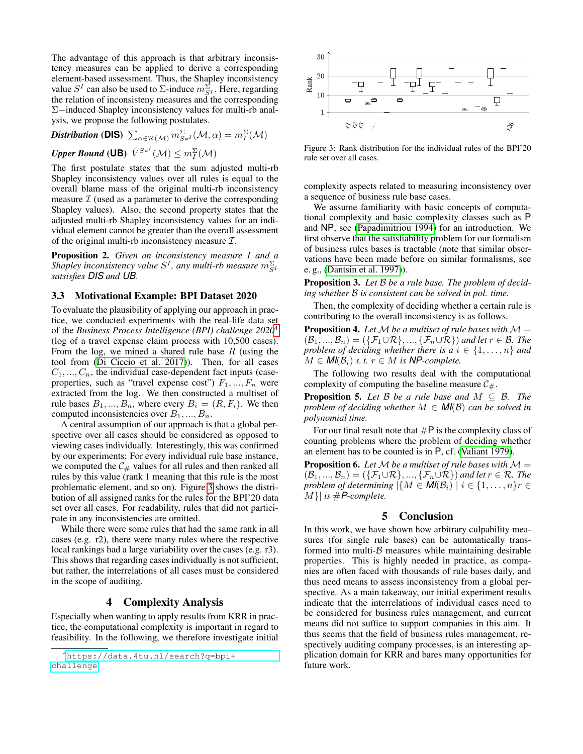The advantage of this approach is that arbitrary inconsistency measures can be applied to derive a corresponding element-based assessment. Thus, the Shapley inconsistency value $S^I$ can also be used to $\Sigma$-induce $m^{\Sigma}_{S^I}$. Here, regarding the relation of inconsisteny measures and the corresponding $\Sigma-$induced Shapley inconsistency values for multi-rb analysis, we propose the following postulates.

***Distribution* (DIS)** $\sum_{\alpha \in \mathcal{R}(\mathcal{M})} m^{\Sigma}_{S*^I}(\mathcal{M}, \alpha) = m^{\Sigma}_{I}(\mathcal{M})$

***Upper Bound* (UB)** $\hat{V}^{S*^I}(\mathcal{M}) \leq m^{\Sigma}_{I}(\mathcal{M})$

The first postulate states that the sum adjusted multi-rb Shapley inconsistency values over all rules is equal to the overall blame mass of the original multi-rb inconsistency measure $\mathcal{I}$ (used as a parameter to derive the corresponding Shapley values). Also, the second property states that the adjusted multi-rb Shapley inconsistency values for an individual element cannot be greater than the overall assessment of the original multi-rb inconsistency measure $\mathcal{I}$.

**Proposition 2.** *Given an inconsistency measure $I$ and a Shapley inconsistency value $S^I$, any multi-rb measure $m^{\Sigma}_{S^I}$ satsisfies DIS and UB.*

### 3.3 Motivational Example: BPI Dataset 2020

To evaluate the plausibility of applying our approach in practice, we conducted experiments with the real-life data set of the *Business Process Intelligence (BPI) challenge 2020*[4] (log of a travel expense claim process with 10,500 cases). From the log, we mined a shared rule base $R$ (using the tool from (Di Ciccio et al. 2017)). Then, for all cases $C_1, ..., C_n$, the individual case-dependent fact inputs (case-properties, such as "travel expense cost") $F_1, ..., F_n$ were extracted from the log. We then constructed a multiset of rule bases $B_1, ..., B_n$, where every $B_i = (R, F_i)$. We then computed inconsistencies over $B_1, ..., B_n$.

A central assumption of our approach is that a global perspective over all cases should be considered as opposed to viewing cases individually. Interestingly, this was confirmed by our experiments: For every individual rule base instance, we computed the $\mathcal{C}_{\#}$ values for all rules and then ranked all rules by this value (rank 1 meaning that this rule is the most problematic element, and so on). Figure 3 shows the distribution of all assigned ranks for the rules for the BPI'20 data set over all cases. For readability, rules that did not participate in any inconsistencies are omitted.

While there were some rules that had the same rank in all cases (e.g. r2), there were many rules where the respective local rankings had a large variability over the cases (e.g. r3). This shows that regarding cases individually is not sufficient, but rather, the interrelations of all cases must be considered in the scope of auditing.

## 4 Complexity Analysis

Especially when wanting to apply results from KRR in practice, the computational complexity is important in regard to feasibility. In the following, we therefore investigate initial complexity aspects related to measuring inconsistency over a sequence of business rule base cases.

[4] https://data.4tu.nl/search?q=bpi+challenge

Figure 3: Rank distribution for the individual rules of the BPI'20 rule set over all cases.

We assume familiarity with basic concepts of computational complexity and basic complexity classes such as P and NP, see (Papadimitriou 1994) for an introduction. We first observe that the satisfiability problem for our formalism of business rules bases is tractable (note that similar observations have been made before on similar formalisms, see e. g., (Dantsin et al. 1997)).

**Proposition 3.** *Let $\mathcal{B}$ be a rule base. The problem of deciding whether $\mathcal{B}$ is consistent can be solved in pol. time.*

Then, the complexity of deciding whether a certain rule is contributing to the overall inconsistency is as follows.

**Proposition 4.** *Let $\mathcal{M}$ be a multiset of rule bases with $\mathcal{M} = (\mathcal{B}_1, ..., \mathcal{B}_n) = (\{\mathcal{F}_1 \cup \mathcal{R}\}, ..., \{\mathcal{F}_n \cup \mathcal{R}\})$ and let $r \in \mathcal{B}$. The problem of deciding whether there is a $i \in \{1, \ldots, n\}$ and $M \in \mathsf{MI}(\mathcal{B}_i)$ s. t. $r \in M$ is NP-complete.*

The following two results deal with the computational complexity of computing the baseline measure $\mathcal{C}_{\#}$.

**Proposition 5.** *Let $\mathcal{B}$ be a rule base and $M \subseteq \mathcal{B}$. The problem of deciding whether $M \in \mathsf{MI}(\mathcal{B})$ can be solved in polynomial time.*

For our final result note that #P is the complexity class of counting problems where the problem of deciding whether an element has to be counted is in P, cf. (Valiant 1979).

**Proposition 6.** *Let $\mathcal{M}$ be a multiset of rule bases with $\mathcal{M} = (\mathcal{B}_1, ..., \mathcal{B}_n) = (\{\mathcal{F}_1 \cup \mathcal{R}\}, ..., \{\mathcal{F}_n \cup \mathcal{R}\})$ and let $r \in \mathcal{R}$. The problem of determining $|\{M \in \mathsf{MI}(\mathcal{B}_i) \mid i \in \{1, \ldots, n\} r \in M\}|$ is #P-complete.*

## 5 Conclusion

In this work, we have shown how arbitrary culpability measures (for single rule bases) can be automatically transformed into multi-$\mathcal{B}$ measures while maintaining desirable properties. This is highly needed in practice, as companies are often faced with thousands of rule bases daily, and thus need means to assess inconsistency from a global perspective. As a main takeaway, our initial experiment results indicate that the interrelations of individual cases need to be considered for business rules management, and current means did not suffice to support companies in this aim. It thus seems that the field of business rules management, respectively auditing company processes, is an interesting application domain for KRR and bares many opportunities for future work.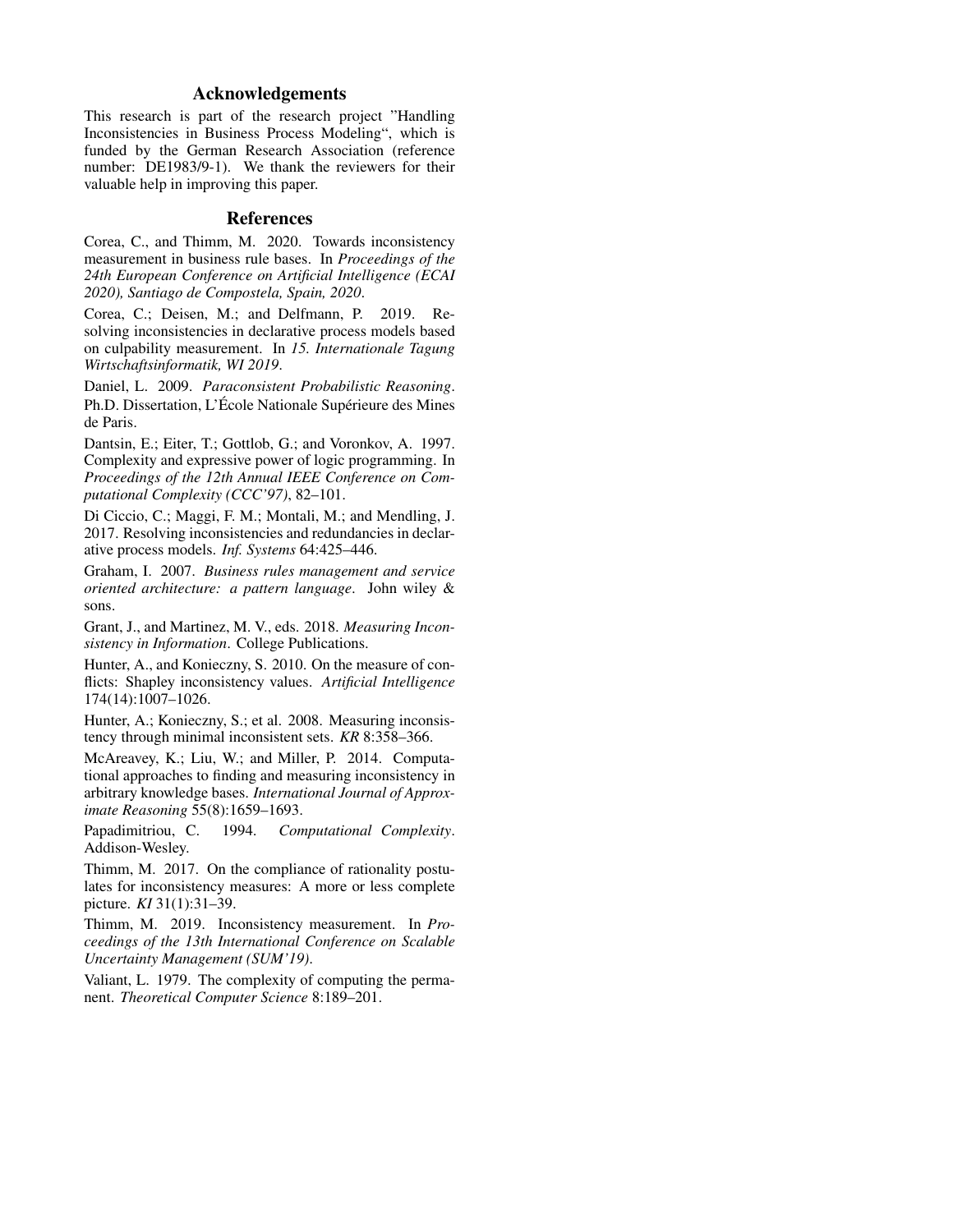## Acknowledgements

This research is part of the research project "Handling Inconsistencies in Business Process Modeling", which is funded by the German Research Association (reference number: DE1983/9-1). We thank the reviewers for their valuable help in improving this paper.

## References

Corea, C., and Thimm, M. 2020. Towards inconsistency measurement in business rule bases. In *Proceedings of the 24th European Conference on Artificial Intelligence (ECAI 2020), Santiago de Compostela, Spain, 2020*.

Corea, C.; Deisen, M.; and Delfmann, P. 2019. Resolving inconsistencies in declarative process models based on culpability measurement. In *15. Internationale Tagung Wirtschaftsinformatik, WI 2019*.

Daniel, L. 2009. *Paraconsistent Probabilistic Reasoning*. Ph.D. Dissertation, L'École Nationale Supérieure des Mines de Paris.

Dantsin, E.; Eiter, T.; Gottlob, G.; and Voronkov, A. 1997. Complexity and expressive power of logic programming. In *Proceedings of the 12th Annual IEEE Conference on Computational Complexity (CCC'97)*, 82–101.

Di Ciccio, C.; Maggi, F. M.; Montali, M.; and Mendling, J. 2017. Resolving inconsistencies and redundancies in declarative process models. *Inf. Systems* 64:425–446.

Graham, I. 2007. *Business rules management and service oriented architecture: a pattern language*. John wiley & sons.

Grant, J., and Martinez, M. V., eds. 2018. *Measuring Inconsistency in Information*. College Publications.

Hunter, A., and Konieczny, S. 2010. On the measure of conflicts: Shapley inconsistency values. *Artificial Intelligence* 174(14):1007–1026.

Hunter, A.; Konieczny, S.; et al. 2008. Measuring inconsistency through minimal inconsistent sets. *KR* 8:358–366.

McAreavey, K.; Liu, W.; and Miller, P. 2014. Computational approaches to finding and measuring inconsistency in arbitrary knowledge bases. *International Journal of Approximate Reasoning* 55(8):1659–1693.

Papadimitriou, C. 1994. *Computational Complexity*. Addison-Wesley.

Thimm, M. 2017. On the compliance of rationality postulates for inconsistency measures: A more or less complete picture. *KI* 31(1):31–39.

Thimm, M. 2019. Inconsistency measurement. In *Proceedings of the 13th International Conference on Scalable Uncertainty Management (SUM'19)*.

Valiant, L. 1979. The complexity of computing the permanent. *Theoretical Computer Science* 8:189–201.